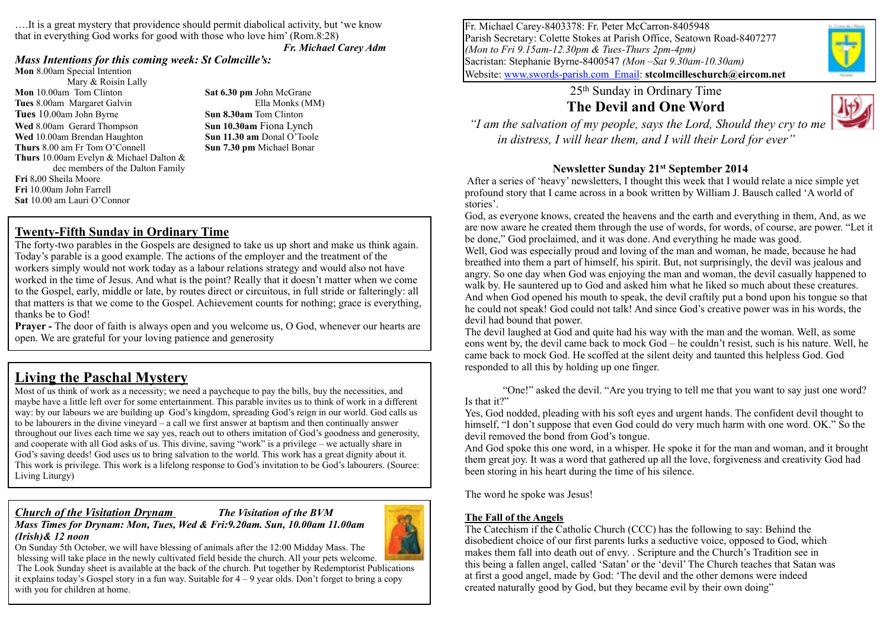….It is a great mystery that providence should permit diabolical activity, but 'we know that in everything God works for good with those who love him' (Rom.8:28)

*Fr. Michael Carey Adm*

*Mass Intentions for this coming week: St Colmcille's:*

**Mon** 8.00am Special Intention
Mary & Roisín Lally
**Mon** 10.00am Tom Clinton
**Tues** 8.00am Margaret Galvin
**Tues** 10.00am John Byrne
**Wed** 8.00am Gerard Thompson
**Wed** 10.00am Brendan Haughton
**Thurs** 8.00 am Fr Tom O'Connell
**Thurs** 10.00am Evelyn & Michael Dalton & dec members of the Dalton Family
**Fri** 8.00 Sheila Moore
**Fri** 10.00am John Farrell
**Sat** 10.00 am Lauri O'Connor
**Sat 6.30 pm** John McGrane
Ella Monks (MM)
**Sun 8.30am** Tom Clinton
**Sun 10.30am** Fiona Lynch
**Sun 11.30 am** Donal O'Toole
**Sun 7.30 pm** Michael Bonar

## Twenty-Fifth Sunday in Ordinary Time

The forty-two parables in the Gospels are designed to take us up short and make us think again. Today's parable is a good example. The actions of the employer and the treatment of the workers simply would not work today as a labour relations strategy and would also not have worked in the time of Jesus. And what is the point? Really that it doesn't matter when we come to the Gospel, early, middle or late, by routes direct or circuitous, in full stride or falteringly: all that matters is that we come to the Gospel. Achievement counts for nothing; grace is everything, thanks be to God!

**Prayer -** The door of faith is always open and you welcome us, O God, whenever our hearts are open. We are grateful for your loving patience and generosity

## Living the Paschal Mystery

Most of us think of work as a necessity; we need a paycheque to pay the bills, buy the necessities, and maybe have a little left over for some entertainment. This parable invites us to think of work in a different way: by our labours we are building up God's kingdom, spreading God's reign in our world. God calls us to be labourers in the divine vineyard – a call we first answer at baptism and then continually answer throughout our lives each time we say yes, reach out to others imitation of God's goodness and generosity, and cooperate with all God asks of us. This divine, saving "work" is a privilege – we actually share in God's saving deeds! God uses us to bring salvation to the world. This work has a great dignity about it. This work is privilege. This work is a lifelong response to God's invitation to be God's labourers. (Source: Living Liturgy)

***Church of the Visitation Drynam*** ***The Visitation of the BVM***

***Mass Times for Drynam: Mon, Tues, Wed & Fri:9.20am. Sun, 10.00am 11.00am (Irish)& 12 noon***

On Sunday 5th October, we will have blessing of animals after the 12:00 Midday Mass. The blessing will take place in the newly cultivated field beside the church. All your pets welcome.

The Look Sunday sheet is available at the back of the church. Put together by Redemptorist Publications it explains today's Gospel story in a fun way. Suitable for 4 – 9 year olds. Don't forget to bring a copy with you for children at home.

Fr. Michael Carey-8403378: Fr. Peter McCarron-8405948
Parish Secretary: Colette Stokes at Parish Office, Seatown Road-8407277
*(Mon to Fri 9.15am-12.30pm & Tues-Thurs 2pm-4pm)*
Sacristan: Stephanie Byrne-8400547 *(Mon –Sat 9.30am-10.30am)*
Website: www.swords-parish.com Email: **stcolmcilleschurch@eircom.net**

25th Sunday in Ordinary Time

# The Devil and One Word

*"I am the salvation of my people, says the Lord, Should they cry to me in distress, I will hear them, and I will their Lord for ever"*

### Newsletter Sunday 21st September 2014

After a series of 'heavy' newsletters, I thought this week that I would relate a nice simple yet profound story that I came across in a book written by William J. Bausch called 'A world of stories'.

God, as everyone knows, created the heavens and the earth and everything in them, And, as we are now aware he created them through the use of words, for words, of course, are power. "Let it be done," God proclaimed, and it was done. And everything he made was good.

Well, God was especially proud and loving of the man and woman, he made, because he had breathed into them a part of himself, his spirit. But, not surprisingly, the devil was jealous and angry. So one day when God was enjoying the man and woman, the devil casually happened to walk by. He sauntered up to God and asked him what he liked so much about these creatures. And when God opened his mouth to speak, the devil craftily put a bond upon his tongue so that he could not speak! God could not talk! And since God's creative power was in his words, the devil had bound that power.

The devil laughed at God and quite had his way with the man and the woman. Well, as some eons went by, the devil came back to mock God – he couldn't resist, such is his nature. Well, he came back to mock God. He scoffed at the silent deity and taunted this helpless God. God responded to all this by holding up one finger.

"One!" asked the devil. "Are you trying to tell me that you want to say just one word? Is that it?"

Yes, God nodded, pleading with his soft eyes and urgent hands. The confident devil thought to himself, "I don't suppose that even God could do very much harm with one word. OK." So the devil removed the bond from God's tongue.

And God spoke this one word, in a whisper. He spoke it for the man and woman, and it brought them great joy. It was a word that gathered up all the love, forgiveness and creativity God had been storing in his heart during the time of his silence.

The word he spoke was Jesus!

**The Fall of the Angels**

The Catechism if the Catholic Church (CCC) has the following to say: Behind the disobedient choice of our first parents lurks a seductive voice, opposed to God, which makes them fall into death out of envy. . Scripture and the Church's Tradition see in this being a fallen angel, called 'Satan' or the 'devil' The Church teaches that Satan was at first a good angel, made by God: 'The devil and the other demons were indeed created naturally good by God, but they became evil by their own doing"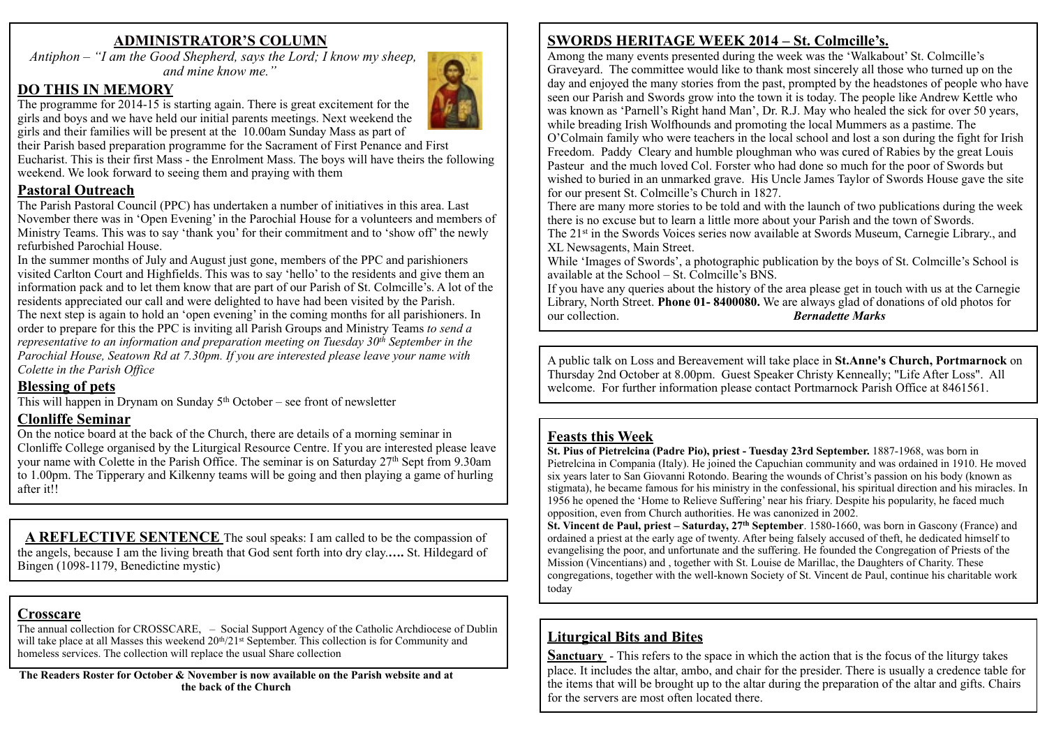## ADMINISTRATOR'S COLUMN

*Antiphon – "I am the Good Shepherd, says the Lord; I know my sheep, and mine know me."*

### DO THIS IN MEMORY

The programme for 2014-15 is starting again. There is great excitement for the girls and boys and we have held our initial parents meetings. Next weekend the girls and their families will be present at the 10.00am Sunday Mass as part of their Parish based preparation programme for the Sacrament of First Penance and First Eucharist. This is their first Mass - the Enrolment Mass. The boys will have theirs the following weekend. We look forward to seeing them and praying with them

### Pastoral Outreach

The Parish Pastoral Council (PPC) has undertaken a number of initiatives in this area. Last November there was in 'Open Evening' in the Parochial House for a volunteers and members of Ministry Teams. This was to say 'thank you' for their commitment and to 'show off' the newly refurbished Parochial House.

In the summer months of July and August just gone, members of the PPC and parishioners visited Carlton Court and Highfields. This was to say 'hello' to the residents and give them an information pack and to let them know that are part of our Parish of St. Colmcille's. A lot of the residents appreciated our call and were delighted to have had been visited by the Parish.

The next step is again to hold an 'open evening' in the coming months for all parishioners. In order to prepare for this the PPC is inviting all Parish Groups and Ministry Teams *to send a representative to an information and preparation meeting on Tuesday 30th September in the Parochial House, Seatown Rd at 7.30pm. If you are interested please leave your name with Colette in the Parish Office*

### Blessing of pets

This will happen in Drynam on Sunday 5th October – see front of newsletter

### Clonliffe Seminar

On the notice board at the back of the Church, there are details of a morning seminar in Clonliffe College organised by the Liturgical Resource Centre. If you are interested please leave your name with Colette in the Parish Office. The seminar is on Saturday 27th Sept from 9.30am to 1.00pm. The Tipperary and Kilkenny teams will be going and then playing a game of hurling after it!!

**A REFLECTIVE SENTENCE** The soul speaks: I am called to be the compassion of the angels, because I am the living breath that God sent forth into dry clay.**….** St. Hildegard of Bingen (1098-1179, Benedictine mystic)

### Crosscare

The annual collection for CROSSCARE, – Social Support Agency of the Catholic Archdiocese of Dublin will take place at all Masses this weekend 20th/21st September. This collection is for Community and homeless services. The collection will replace the usual Share collection

**The Readers Roster for October & November is now available on the Parish website and at the back of the Church**

## SWORDS HERITAGE WEEK 2014 – St. Colmcille's.

Among the many events presented during the week was the 'Walkabout' St. Colmcille's Graveyard. The committee would like to thank most sincerely all those who turned up on the day and enjoyed the many stories from the past, prompted by the headstones of people who have seen our Parish and Swords grow into the town it is today. The people like Andrew Kettle who was known as 'Parnell's Right hand Man', Dr. R.J. May who healed the sick for over 50 years, while breading Irish Wolfhounds and promoting the local Mummers as a pastime. The O'Colmain family who were teachers in the local school and lost a son during the fight for Irish Freedom. Paddy Cleary and humble ploughman who was cured of Rabies by the great Louis Pasteur and the much loved Col. Forster who had done so much for the poor of Swords but wished to buried in an unmarked grave. His Uncle James Taylor of Swords House gave the site for our present St. Colmcille's Church in 1827.

There are many more stories to be told and with the launch of two publications during the week there is no excuse but to learn a little more about your Parish and the town of Swords.

The 21st in the Swords Voices series now available at Swords Museum, Carnegie Library., and XL Newsagents, Main Street.

While 'Images of Swords', a photographic publication by the boys of St. Colmcille's School is available at the School – St. Colmcille's BNS.

If you have any queries about the history of the area please get in touch with us at the Carnegie Library, North Street. **Phone 01- 8400080.** We are always glad of donations of old photos for our collection. ***Bernadette Marks***

A public talk on Loss and Bereavement will take place in **St.Anne's Church, Portmarnock** on Thursday 2nd October at 8.00pm. Guest Speaker Christy Kenneally; "Life After Loss". All welcome. For further information please contact Portmarnock Parish Office at 8461561.

### Feasts this Week

**St. Pius of Pietrelcina (Padre Pio), priest - Tuesday 23rd September.** 1887-1968, was born in Pietrelcina in Compania (Italy). He joined the Capuchian community and was ordained in 1910. He moved six years later to San Giovanni Rotondo. Bearing the wounds of Christ's passion on his body (known as stigmata), he became famous for his ministry in the confessional, his spiritual direction and his miracles. In 1956 he opened the 'Home to Relieve Suffering' near his friary. Despite his popularity, he faced much opposition, even from Church authorities. He was canonized in 2002.

**St. Vincent de Paul, priest – Saturday, 27th September**. 1580-1660, was born in Gascony (France) and ordained a priest at the early age of twenty. After being falsely accused of theft, he dedicated himself to evangelising the poor, and unfortunate and the suffering. He founded the Congregation of Priests of the Mission (Vincentians) and , together with St. Louise de Marillac, the Daughters of Charity. These congregations, together with the well-known Society of St. Vincent de Paul, continue his charitable work today

### Liturgical Bits and Bites

**Sanctuary** - This refers to the space in which the action that is the focus of the liturgy takes place. It includes the altar, ambo, and chair for the presider. There is usually a credence table for the items that will be brought up to the altar during the preparation of the altar and gifts. Chairs for the servers are most often located there.